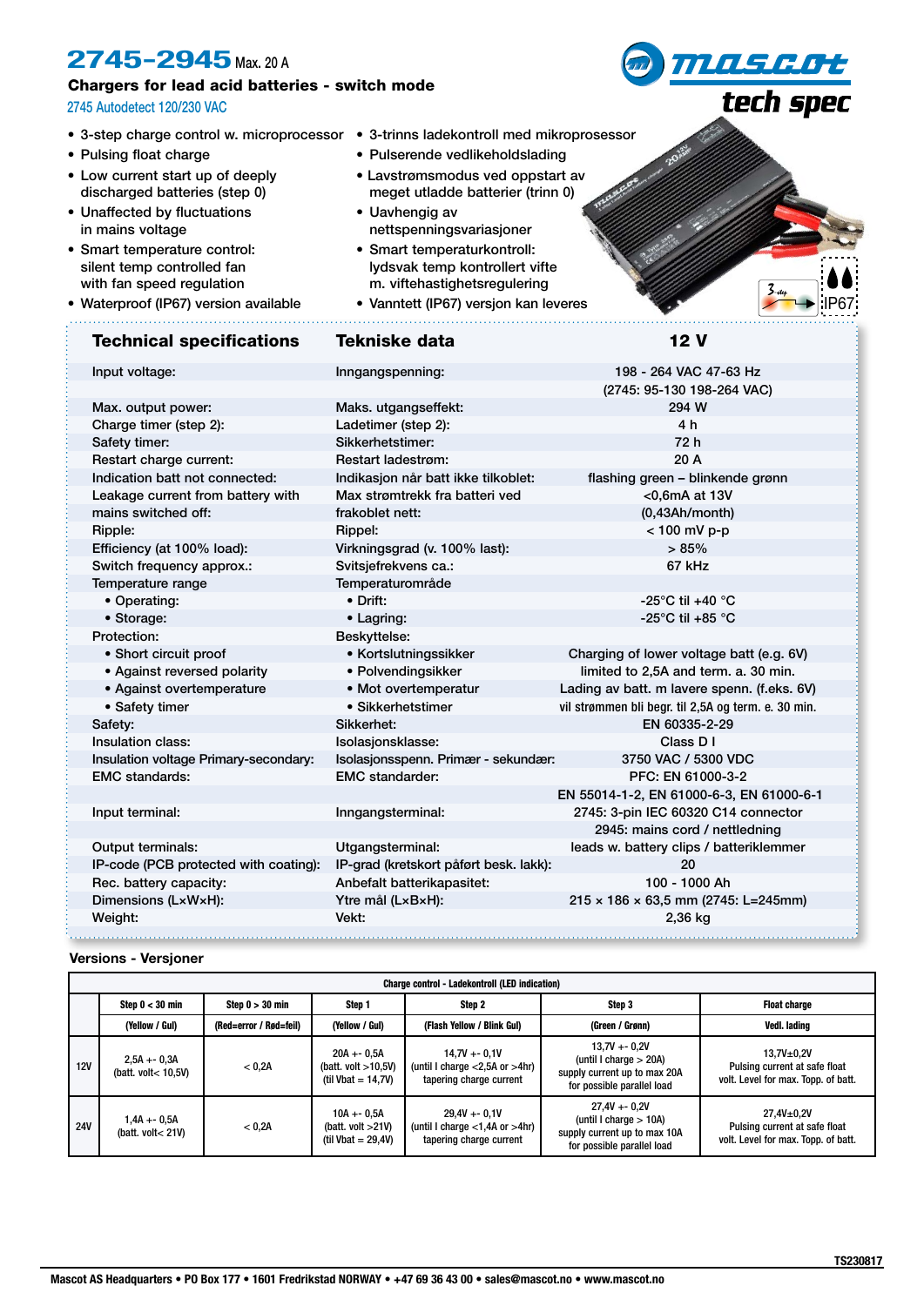# 2745-2945 Max. 20 A

## Chargers for lead acid batteries - switch mode

2745 Autodetect 120/230 VAC

mascot tech spec

- 3-step charge control w. microprocessor
- Pulsing float charge
- Low current start up of deeply discharged batteries (step 0)
- Unaffected by fluctuations in mains voltage
- Smart temperature control: silent temp controlled fan with fan speed regulation
- Waterproof (IP67) version available

- 3-trinns ladekontroll med mikroprosessor
- Pulserende vedlikeholdslading
- Lavstrømsmodus ved oppstart av meget utladde batterier (trinn 0)
- Uavhengig av nettspenningsvariasjoner
- Smart temperaturkontroll: lydsvak temp kontrollert vifte m. viftehastighetsregulering
- Vanntett (IP67) versjon kan leveres

| Technical specifications | Tekniske data | 12 V |
|---|---|---|
| Input voltage: | Inngangspenning: | 198 - 264 VAC 47-63 Hz |
| | | (2745: 95-130 198-264 VAC) |
| Max. output power: | Maks. utgangseffekt: | 294 W |
| Charge timer (step 2): | Ladetimer (step 2): | 4 h |
| Safety timer: | Sikkerhetstimer: | 72 h |
| Restart charge current: | Restart ladestrøm: | 20 A |
| Indication batt not connected: | Indikasjon når batt ikke tilkoblet: | flashing green – blinkende grønn |
| Leakage current from battery with | Max strømtrekk fra batteri ved | <0,6mA at 13V |
| mains switched off: | frakoblet nett: | (0,43Ah/month) |
| Ripple: | Rippel: | < 100 mV p-p |
| Efficiency (at 100% load): | Virkningsgrad (v. 100% last): | > 85% |
| Switch frequency approx.: | Svitsjefrekvens ca.: | 67 kHz |
| Temperature range | Temperaturområde | |
| • Operating: | • Drift: | -25°C til +40 °C |
| • Storage: | • Lagring: | -25°C til +85 °C |
| Protection: | Beskyttelse: | |
| • Short circuit proof | • Kortslutningssikker | Charging of lower voltage batt (e.g. 6V) |
| • Against reversed polarity | • Polvendingsikker | limited to 2,5A and term. a. 30 min. |
| • Against overtemperature | • Mot overtemperatur | Lading av batt. m lavere spenn. (f.eks. 6V) |
| • Safety timer | • Sikkerhetstimer | vil strømmen bli begr. til 2,5A og term. e. 30 min. |
| Safety: | Sikkerhet: | EN 60335-2-29 |
| Insulation class: | Isolasjonsklasse: | Class D I |
| Insulation voltage Primary-secondary: | Isolasjonsspenn. Primær - sekundær: | 3750 VAC / 5300 VDC |
| EMC standards: | EMC standarder: | PFC: EN 61000-3-2 |
| | | EN 55014-1-2, EN 61000-6-3, EN 61000-6-1 |
| Input terminal: | Inngangsterminal: | 2745: 3-pin IEC 60320 C14 connector |
| | | 2945: mains cord / nettledning |
| Output terminals: | Utgangsterminal: | leads w. battery clips / batteriklemmer |
| IP-code (PCB protected with coating): | IP-grad (kretskort påført besk. lakk): | 20 |
| Rec. battery capacity: | Anbefalt batterikapasitet: | 100 - 1000 Ah |
| Dimensions (L×W×H): | Ytre mål (L×B×H): | 215 × 186 × 63,5 mm (2745: L=245mm) |
| Weight: | Vekt: | 2,36 kg |

### Versions - Versjoner

| | Charge control - Ladekontroll (LED indication) | | | | | |
|---|---|---|---|---|---|---|
| | Step 0 < 30 min | Step 0 > 30 min | Step 1 | Step 2 | Step 3 | Float charge |
| | (Yellow / Gul) | (Red=error / Rød=feil) | (Yellow / Gul) | (Flash Yellow / Blink Gul) | (Green / Grønn) | Vedl. lading |
| 12V | 2,5A +- 0,3A (batt. volt< 10,5V) | < 0,2A | 20A +- 0,5A (batt. volt >10,5V) (til Vbat = 14,7V) | 14,7V +- 0,1V (until I charge <2,5A or >4hr) tapering charge current | 13,7V +- 0,2V (until I charge > 20A) supply current up to max 20A for possible parallel load | 13,7V±0,2V Pulsing current at safe float volt. Level for max. Topp. of batt. |
| 24V | 1,4A +- 0,5A (batt. volt< 21V) | < 0,2A | 10A +- 0,5A (batt. volt >21V) (til Vbat = 29,4V) | 29,4V +- 0,1V (until I charge <1,4A or >4hr) tapering charge current | 27,4V +- 0,2V (until I charge > 10A) supply current up to max 10A for possible parallel load | 27,4V±0,2V Pulsing current at safe float volt. Level for max. Topp. of batt. |

TS230817

Mascot AS Headquarters • PO Box 177 • 1601 Fredrikstad NORWAY • +47 69 36 43 00 • sales@mascot.no • www.mascot.no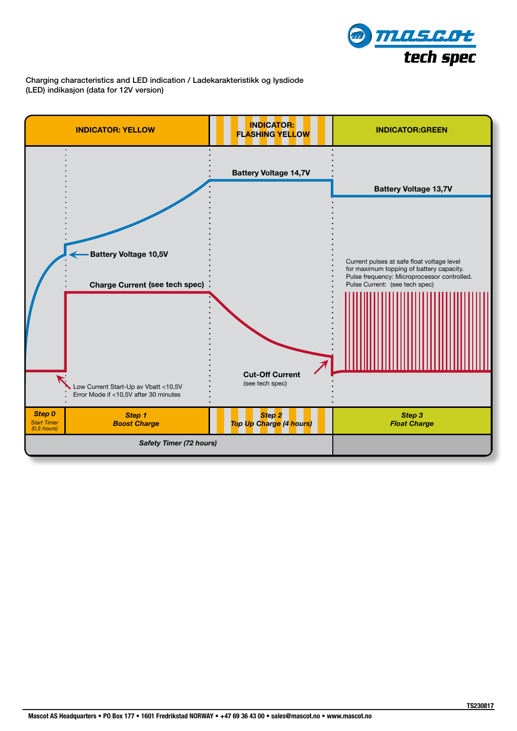mascot tech spec

Charging characteristics and LED indication / Ladekarakteristikk og lysdiode (LED) indikasjon (data for 12V version)

| INDICATOR: YELLOW | | INDICATOR: FLASHING YELLOW | INDICATOR:GREEN |
|---|---|---|---|
| **Step 0** *Start Timer (0,5 hours)* | **Step 1** *Boost Charge* | **Step 2** *Top Up Charge (4 hours)* | **Step 3** *Float Charge* |
| *Safety Timer (72 hours)* | | | |

Battery Voltage 10,5V

Battery Voltage 14,7V

Battery Voltage 13,7V

Charge Current (see tech spec)

Low Current Start-Up av Vbatt <10,5V
Error Mode if <10,5V after 30 minutes

Cut-Off Current
(see tech spec)

Current pulses at safe float voltage level for maximum topping of battery capacity.
Pulse frequency: Microprocessor controlled.
Pulse Current: (see tech spec)

TS230817

Mascot AS Headquarters • PO Box 177 • 1601 Fredrikstad NORWAY • +47 69 36 43 00 • sales@mascot.no • www.mascot.no